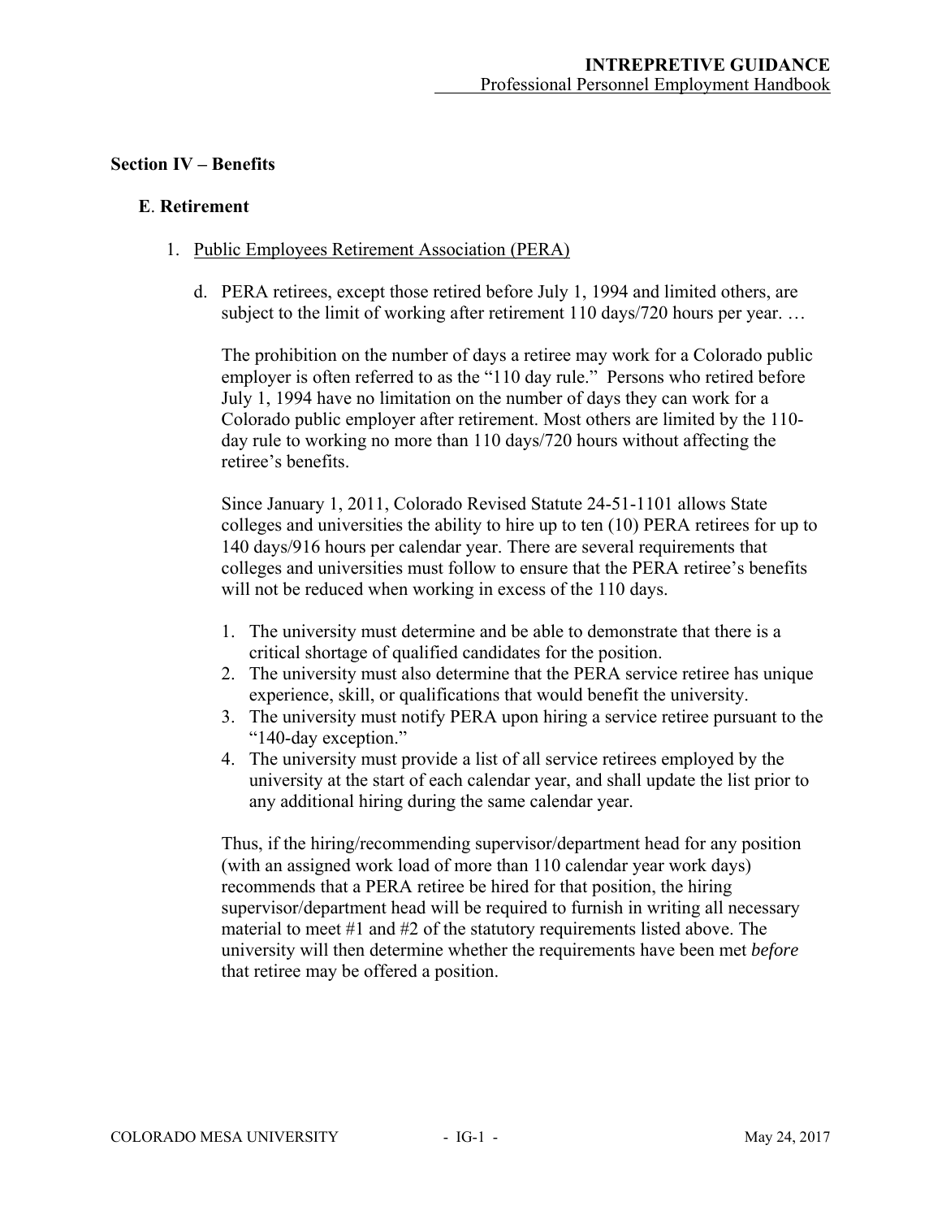**INTREPRETIVE GUIDANCE**
Professional Personnel Employment Handbook

## Section IV – Benefits

### E. Retirement

1. Public Employees Retirement Association (PERA)

   d. PERA retirees, except those retired before July 1, 1994 and limited others, are subject to the limit of working after retirement 110 days/720 hours per year. …

   The prohibition on the number of days a retiree may work for a Colorado public employer is often referred to as the "110 day rule." Persons who retired before July 1, 1994 have no limitation on the number of days they can work for a Colorado public employer after retirement. Most others are limited by the 110-day rule to working no more than 110 days/720 hours without affecting the retiree's benefits.

   Since January 1, 2011, Colorado Revised Statute 24-51-1101 allows State colleges and universities the ability to hire up to ten (10) PERA retirees for up to 140 days/916 hours per calendar year. There are several requirements that colleges and universities must follow to ensure that the PERA retiree's benefits will not be reduced when working in excess of the 110 days.

   1. The university must determine and be able to demonstrate that there is a critical shortage of qualified candidates for the position.
   2. The university must also determine that the PERA service retiree has unique experience, skill, or qualifications that would benefit the university.
   3. The university must notify PERA upon hiring a service retiree pursuant to the "140-day exception."
   4. The university must provide a list of all service retirees employed by the university at the start of each calendar year, and shall update the list prior to any additional hiring during the same calendar year.

   Thus, if the hiring/recommending supervisor/department head for any position (with an assigned work load of more than 110 calendar year work days) recommends that a PERA retiree be hired for that position, the hiring supervisor/department head will be required to furnish in writing all necessary material to meet #1 and #2 of the statutory requirements listed above. The university will then determine whether the requirements have been met *before* that retiree may be offered a position.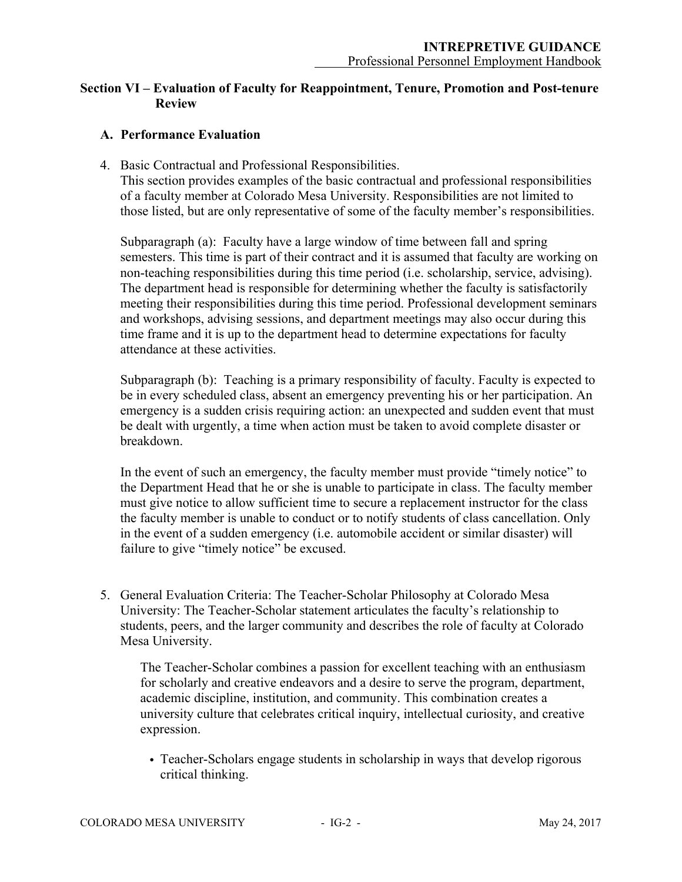## Section VI – Evaluation of Faculty for Reappointment, Tenure, Promotion and Post-tenure Review

### A. Performance Evaluation

4. Basic Contractual and Professional Responsibilities.
   This section provides examples of the basic contractual and professional responsibilities of a faculty member at Colorado Mesa University. Responsibilities are not limited to those listed, but are only representative of some of the faculty member's responsibilities.

   Subparagraph (a): Faculty have a large window of time between fall and spring semesters. This time is part of their contract and it is assumed that faculty are working on non-teaching responsibilities during this time period (i.e. scholarship, service, advising). The department head is responsible for determining whether the faculty is satisfactorily meeting their responsibilities during this time period. Professional development seminars and workshops, advising sessions, and department meetings may also occur during this time frame and it is up to the department head to determine expectations for faculty attendance at these activities.

   Subparagraph (b): Teaching is a primary responsibility of faculty. Faculty is expected to be in every scheduled class, absent an emergency preventing his or her participation. An emergency is a sudden crisis requiring action: an unexpected and sudden event that must be dealt with urgently, a time when action must be taken to avoid complete disaster or breakdown.

   In the event of such an emergency, the faculty member must provide "timely notice" to the Department Head that he or she is unable to participate in class. The faculty member must give notice to allow sufficient time to secure a replacement instructor for the class the faculty member is unable to conduct or to notify students of class cancellation. Only in the event of a sudden emergency (i.e. automobile accident or similar disaster) will failure to give "timely notice" be excused.

5. General Evaluation Criteria: The Teacher-Scholar Philosophy at Colorado Mesa University: The Teacher-Scholar statement articulates the faculty's relationship to students, peers, and the larger community and describes the role of faculty at Colorado Mesa University.

   The Teacher-Scholar combines a passion for excellent teaching with an enthusiasm for scholarly and creative endeavors and a desire to serve the program, department, academic discipline, institution, and community. This combination creates a university culture that celebrates critical inquiry, intellectual curiosity, and creative expression.

   - Teacher-Scholars engage students in scholarship in ways that develop rigorous critical thinking.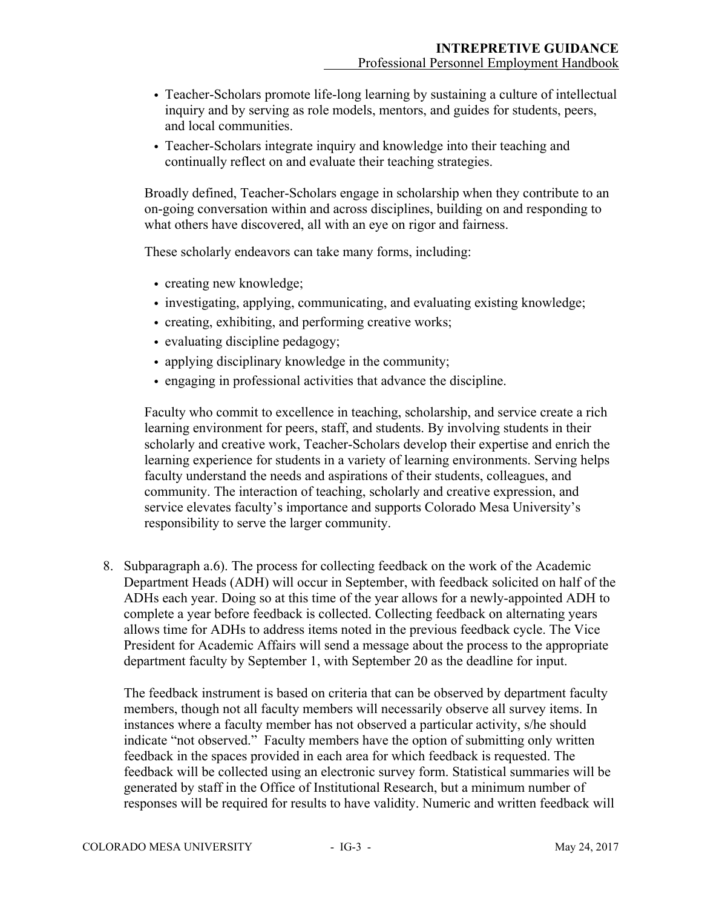- Teacher-Scholars promote life-long learning by sustaining a culture of intellectual inquiry and by serving as role models, mentors, and guides for students, peers, and local communities.
- Teacher-Scholars integrate inquiry and knowledge into their teaching and continually reflect on and evaluate their teaching strategies.

Broadly defined, Teacher-Scholars engage in scholarship when they contribute to an on-going conversation within and across disciplines, building on and responding to what others have discovered, all with an eye on rigor and fairness.

These scholarly endeavors can take many forms, including:

- creating new knowledge;
- investigating, applying, communicating, and evaluating existing knowledge;
- creating, exhibiting, and performing creative works;
- evaluating discipline pedagogy;
- applying disciplinary knowledge in the community;
- engaging in professional activities that advance the discipline.

Faculty who commit to excellence in teaching, scholarship, and service create a rich learning environment for peers, staff, and students. By involving students in their scholarly and creative work, Teacher-Scholars develop their expertise and enrich the learning experience for students in a variety of learning environments. Serving helps faculty understand the needs and aspirations of their students, colleagues, and community. The interaction of teaching, scholarly and creative expression, and service elevates faculty's importance and supports Colorado Mesa University's responsibility to serve the larger community.

8. Subparagraph a.6). The process for collecting feedback on the work of the Academic Department Heads (ADH) will occur in September, with feedback solicited on half of the ADHs each year. Doing so at this time of the year allows for a newly-appointed ADH to complete a year before feedback is collected. Collecting feedback on alternating years allows time for ADHs to address items noted in the previous feedback cycle. The Vice President for Academic Affairs will send a message about the process to the appropriate department faculty by September 1, with September 20 as the deadline for input.

   The feedback instrument is based on criteria that can be observed by department faculty members, though not all faculty members will necessarily observe all survey items. In instances where a faculty member has not observed a particular activity, s/he should indicate "not observed." Faculty members have the option of submitting only written feedback in the spaces provided in each area for which feedback is requested. The feedback will be collected using an electronic survey form. Statistical summaries will be generated by staff in the Office of Institutional Research, but a minimum number of responses will be required for results to have validity. Numeric and written feedback will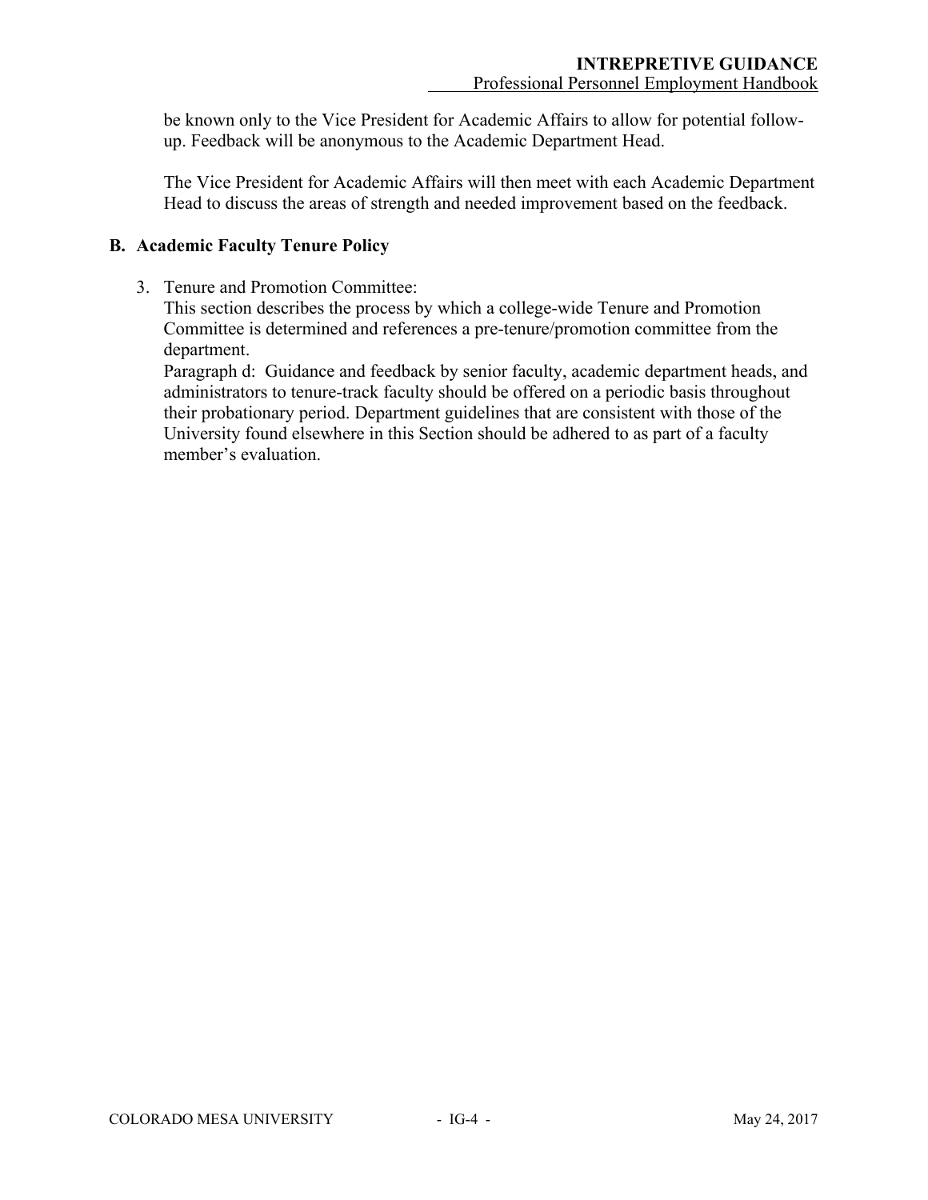be known only to the Vice President for Academic Affairs to allow for potential follow-up. Feedback will be anonymous to the Academic Department Head.

The Vice President for Academic Affairs will then meet with each Academic Department Head to discuss the areas of strength and needed improvement based on the feedback.

## B. Academic Faculty Tenure Policy

3. Tenure and Promotion Committee:
   This section describes the process by which a college-wide Tenure and Promotion Committee is determined and references a pre-tenure/promotion committee from the department.
   Paragraph d: Guidance and feedback by senior faculty, academic department heads, and administrators to tenure-track faculty should be offered on a periodic basis throughout their probationary period. Department guidelines that are consistent with those of the University found elsewhere in this Section should be adhered to as part of a faculty member's evaluation.